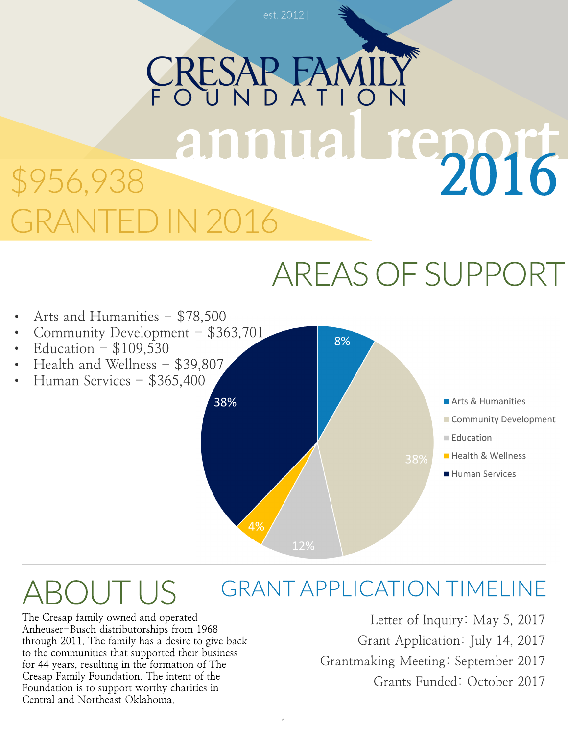| est. 2012 |

# CRESAP FAMILY FOUNDATION

# annual report 2016

## $956,938 GRANTED IN 2016

## AREAS OF SUPPORT

- Arts and Humanities – $78,500
- Community Development – $363,701
- Education – $109,530
- Health and Wellness – $39,807
- Human Services – $365,400

| Area | Percentage |
|---|---|
| Arts & Humanities | 8% |
| Community Development | 38% |
| Education | 12% |
| Health & Wellness | 4% |
| Human Services | 38% |

## ABOUT US

The Cresap family owned and operated Anheuser-Busch distributorships from 1968 through 2011. The family has a desire to give back to the communities that supported their business for 44 years, resulting in the formation of The Cresap Family Foundation. The intent of the Foundation is to support worthy charities in Central and Northeast Oklahoma.

## GRANT APPLICATION TIMELINE

Letter of Inquiry: May 5, 2017
Grant Application: July 14, 2017
Grantmaking Meeting: September 2017
Grants Funded: October 2017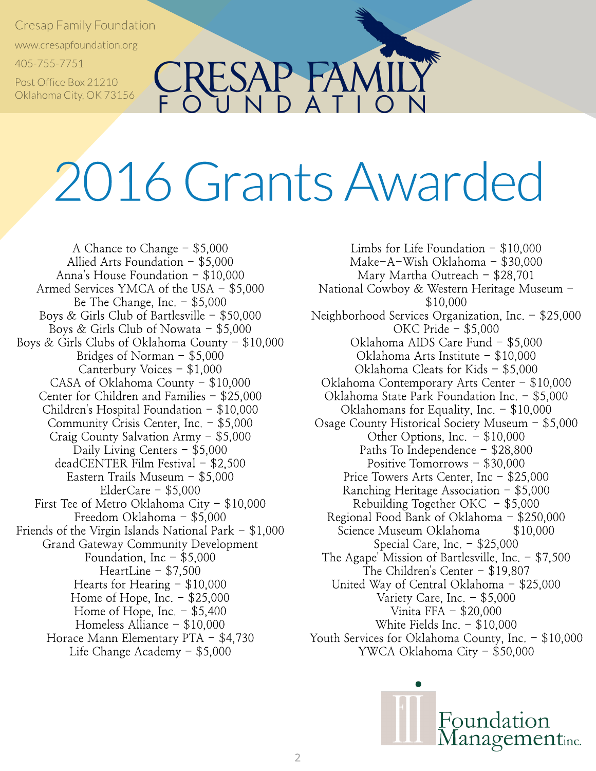Cresap Family Foundation

www.cresapfoundation.org

405-755-7751

Post Office Box 21210
Oklahoma City, OK 73156

CRESAP FAMILY FOUNDATION

# 2016 Grants Awarded

A Chance to Change – $5,000
Allied Arts Foundation – $5,000
Anna's House Foundation – $10,000
Armed Services YMCA of the USA – $5,000
Be The Change, Inc. – $5,000
Boys & Girls Club of Bartlesville – $50,000
Boys & Girls Club of Nowata – $5,000
Boys & Girls Clubs of Oklahoma County – $10,000
Bridges of Norman – $5,000
Canterbury Voices – $1,000
CASA of Oklahoma County – $10,000
Center for Children and Families – $25,000
Children's Hospital Foundation – $10,000
Community Crisis Center, Inc. – $5,000
Craig County Salvation Army – $5,000
Daily Living Centers – $5,000
deadCENTER Film Festival – $2,500
Eastern Trails Museum – $5,000
ElderCare – $5,000
First Tee of Metro Oklahoma City – $10,000
Freedom Oklahoma – $5,000
Friends of the Virgin Islands National Park – $1,000
Grand Gateway Community Development Foundation, Inc – $5,000
HeartLine – $7,500
Hearts for Hearing – $10,000
Home of Hope, Inc. – $25,000
Home of Hope, Inc. – $5,400
Homeless Alliance – $10,000
Horace Mann Elementary PTA – $4,730
Life Change Academy – $5,000
Limbs for Life Foundation – $10,000
Make-A-Wish Oklahoma – $30,000
Mary Martha Outreach – $28,701
National Cowboy & Western Heritage Museum – $10,000
Neighborhood Services Organization, Inc. – $25,000
OKC Pride – $5,000
Oklahoma AIDS Care Fund – $5,000
Oklahoma Arts Institute – $10,000
Oklahoma Cleats for Kids – $5,000
Oklahoma Contemporary Arts Center – $10,000
Oklahoma State Park Foundation Inc. – $5,000
Oklahomans for Equality, Inc. – $10,000
Osage County Historical Society Museum – $5,000
Other Options, Inc. – $10,000
Paths To Independence – $28,800
Positive Tomorrows – $30,000
Price Towers Arts Center, Inc – $25,000
Ranching Heritage Association – $5,000
Rebuilding Together OKC – $5,000
Regional Food Bank of Oklahoma – $250,000
Science Museum Oklahoma $10,000
Special Care, Inc. – $25,000
The Agape' Mission of Bartlesville, Inc. – $7,500
The Children's Center – $19,807
United Way of Central Oklahoma – $25,000
Variety Care, Inc. – $5,000
Vinita FFA – $20,000
White Fields Inc. – $10,000
Youth Services for Oklahoma County, Inc. – $10,000
YWCA Oklahoma City – $50,000

Foundation Management Inc.